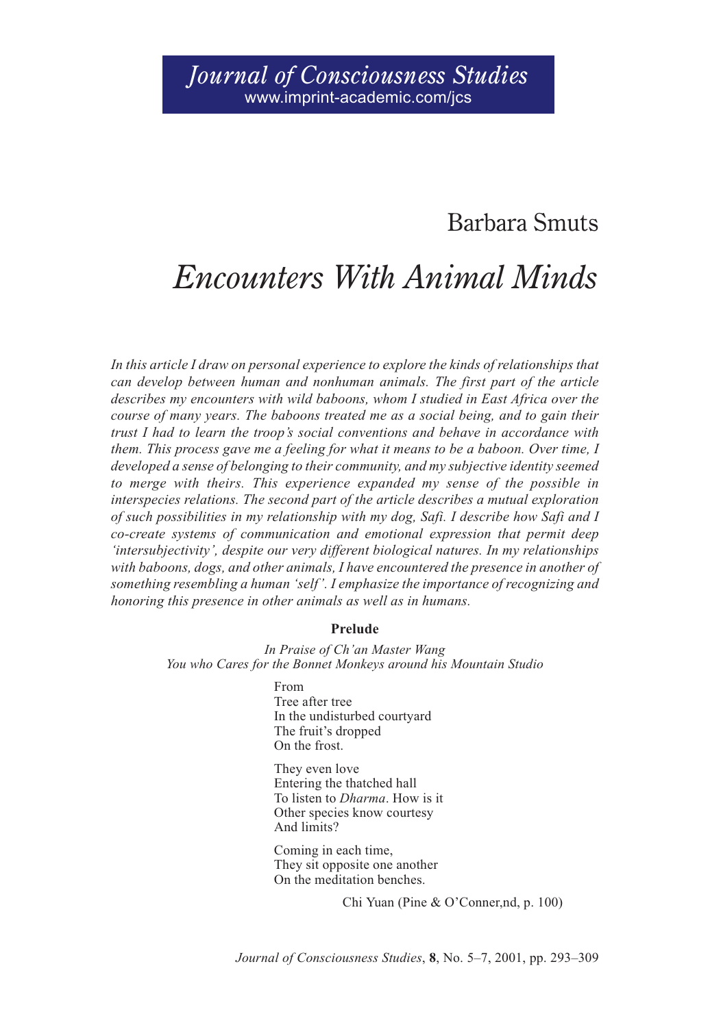*Journal of Consciousness Studies*
www.imprint-academic.com/jcs

Barbara Smuts

# *Encounters With Animal Minds*

*In this article I draw on personal experience to explore the kinds of relationships that can develop between human and nonhuman animals. The first part of the article describes my encounters with wild baboons, whom I studied in East Africa over the course of many years. The baboons treated me as a social being, and to gain their trust I had to learn the troop's social conventions and behave in accordance with them. This process gave me a feeling for what it means to be a baboon. Over time, I developed a sense of belonging to their community, and my subjective identity seemed to merge with theirs. This experience expanded my sense of the possible in interspecies relations. The second part of the article describes a mutual exploration of such possibilities in my relationship with my dog, Safi. I describe how Safi and I co-create systems of communication and emotional expression that permit deep 'intersubjectivity', despite our very different biological natures. In my relationships with baboons, dogs, and other animals, I have encountered the presence in another of something resembling a human 'self'. I emphasize the importance of recognizing and honoring this presence in other animals as well as in humans.*

**Prelude**

*In Praise of Ch'an Master Wang*
*You who Cares for the Bonnet Monkeys around his Mountain Studio*

From
Tree after tree
In the undisturbed courtyard
The fruit's dropped
On the frost.

They even love
Entering the thatched hall
To listen to *Dharma*. How is it
Other species know courtesy
And limits?

Coming in each time,
They sit opposite one another
On the meditation benches.

Chi Yuan (Pine & O'Conner,nd, p. 100)

*Journal of Consciousness Studies*, **8**, No. 5–7, 2001, pp. 293–309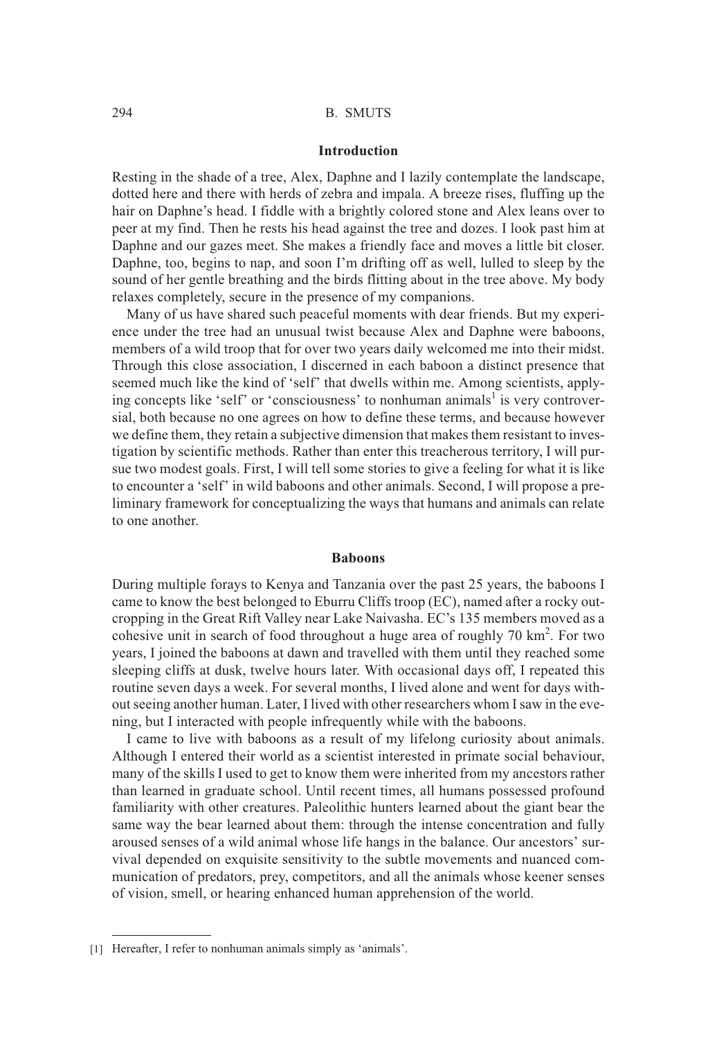## Introduction

Resting in the shade of a tree, Alex, Daphne and I lazily contemplate the landscape, dotted here and there with herds of zebra and impala. A breeze rises, fluffing up the hair on Daphne's head. I fiddle with a brightly colored stone and Alex leans over to peer at my find. Then he rests his head against the tree and dozes. I look past him at Daphne and our gazes meet. She makes a friendly face and moves a little bit closer. Daphne, too, begins to nap, and soon I'm drifting off as well, lulled to sleep by the sound of her gentle breathing and the birds flitting about in the tree above. My body relaxes completely, secure in the presence of my companions.

Many of us have shared such peaceful moments with dear friends. But my experience under the tree had an unusual twist because Alex and Daphne were baboons, members of a wild troop that for over two years daily welcomed me into their midst. Through this close association, I discerned in each baboon a distinct presence that seemed much like the kind of 'self' that dwells within me. Among scientists, applying concepts like 'self' or 'consciousness' to nonhuman animals[1] is very controversial, both because no one agrees on how to define these terms, and because however we define them, they retain a subjective dimension that makes them resistant to investigation by scientific methods. Rather than enter this treacherous territory, I will pursue two modest goals. First, I will tell some stories to give a feeling for what it is like to encounter a 'self' in wild baboons and other animals. Second, I will propose a preliminary framework for conceptualizing the ways that humans and animals can relate to one another.

## Baboons

During multiple forays to Kenya and Tanzania over the past 25 years, the baboons I came to know the best belonged to Eburru Cliffs troop (EC), named after a rocky outcropping in the Great Rift Valley near Lake Naivasha. EC's 135 members moved as a cohesive unit in search of food throughout a huge area of roughly 70 km$^2$. For two years, I joined the baboons at dawn and travelled with them until they reached some sleeping cliffs at dusk, twelve hours later. With occasional days off, I repeated this routine seven days a week. For several months, I lived alone and went for days without seeing another human. Later, I lived with other researchers whom I saw in the evening, but I interacted with people infrequently while with the baboons.

I came to live with baboons as a result of my lifelong curiosity about animals. Although I entered their world as a scientist interested in primate social behaviour, many of the skills I used to get to know them were inherited from my ancestors rather than learned in graduate school. Until recent times, all humans possessed profound familiarity with other creatures. Paleolithic hunters learned about the giant bear the same way the bear learned about them: through the intense concentration and fully aroused senses of a wild animal whose life hangs in the balance. Our ancestors' survival depended on exquisite sensitivity to the subtle movements and nuanced communication of predators, prey, competitors, and all the animals whose keener senses of vision, smell, or hearing enhanced human apprehension of the world.

---

[1] Hereafter, I refer to nonhuman animals simply as 'animals'.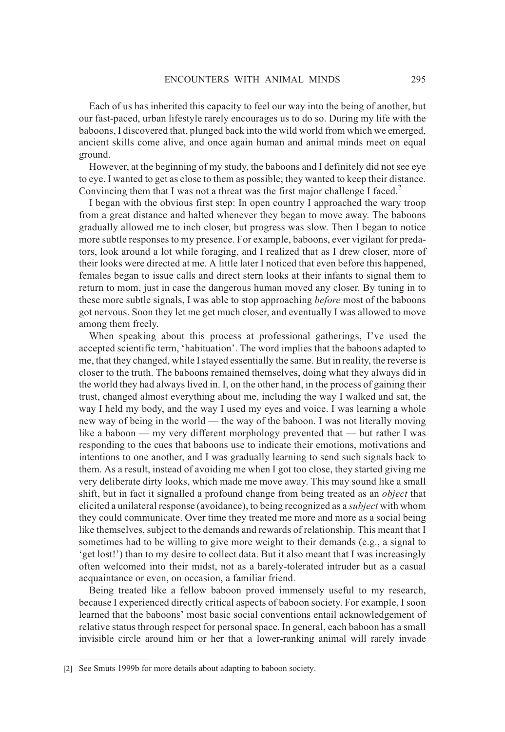Each of us has inherited this capacity to feel our way into the being of another, but our fast-paced, urban lifestyle rarely encourages us to do so. During my life with the baboons, I discovered that, plunged back into the wild world from which we emerged, ancient skills come alive, and once again human and animal minds meet on equal ground.

However, at the beginning of my study, the baboons and I definitely did not see eye to eye. I wanted to get as close to them as possible; they wanted to keep their distance. Convincing them that I was not a threat was the first major challenge I faced.[2]

I began with the obvious first step: In open country I approached the wary troop from a great distance and halted whenever they began to move away. The baboons gradually allowed me to inch closer, but progress was slow. Then I began to notice more subtle responses to my presence. For example, baboons, ever vigilant for predators, look around a lot while foraging, and I realized that as I drew closer, more of their looks were directed at me. A little later I noticed that even before this happened, females began to issue calls and direct stern looks at their infants to signal them to return to mom, just in case the dangerous human moved any closer. By tuning in to these more subtle signals, I was able to stop approaching *before* most of the baboons got nervous. Soon they let me get much closer, and eventually I was allowed to move among them freely.

When speaking about this process at professional gatherings, I've used the accepted scientific term, 'habituation'. The word implies that the baboons adapted to me, that they changed, while I stayed essentially the same. But in reality, the reverse is closer to the truth. The baboons remained themselves, doing what they always did in the world they had always lived in. I, on the other hand, in the process of gaining their trust, changed almost everything about me, including the way I walked and sat, the way I held my body, and the way I used my eyes and voice. I was learning a whole new way of being in the world — the way of the baboon. I was not literally moving like a baboon — my very different morphology prevented that — but rather I was responding to the cues that baboons use to indicate their emotions, motivations and intentions to one another, and I was gradually learning to send such signals back to them. As a result, instead of avoiding me when I got too close, they started giving me very deliberate dirty looks, which made me move away. This may sound like a small shift, but in fact it signalled a profound change from being treated as an *object* that elicited a unilateral response (avoidance), to being recognized as a *subject* with whom they could communicate. Over time they treated me more and more as a social being like themselves, subject to the demands and rewards of relationship. This meant that I sometimes had to be willing to give more weight to their demands (e.g., a signal to 'get lost!') than to my desire to collect data. But it also meant that I was increasingly often welcomed into their midst, not as a barely-tolerated intruder but as a casual acquaintance or even, on occasion, a familiar friend.

Being treated like a fellow baboon proved immensely useful to my research, because I experienced directly critical aspects of baboon society. For example, I soon learned that the baboons' most basic social conventions entail acknowledgement of relative status through respect for personal space. In general, each baboon has a small invisible circle around him or her that a lower-ranking animal will rarely invade

---

[2] See Smuts 1999b for more details about adapting to baboon society.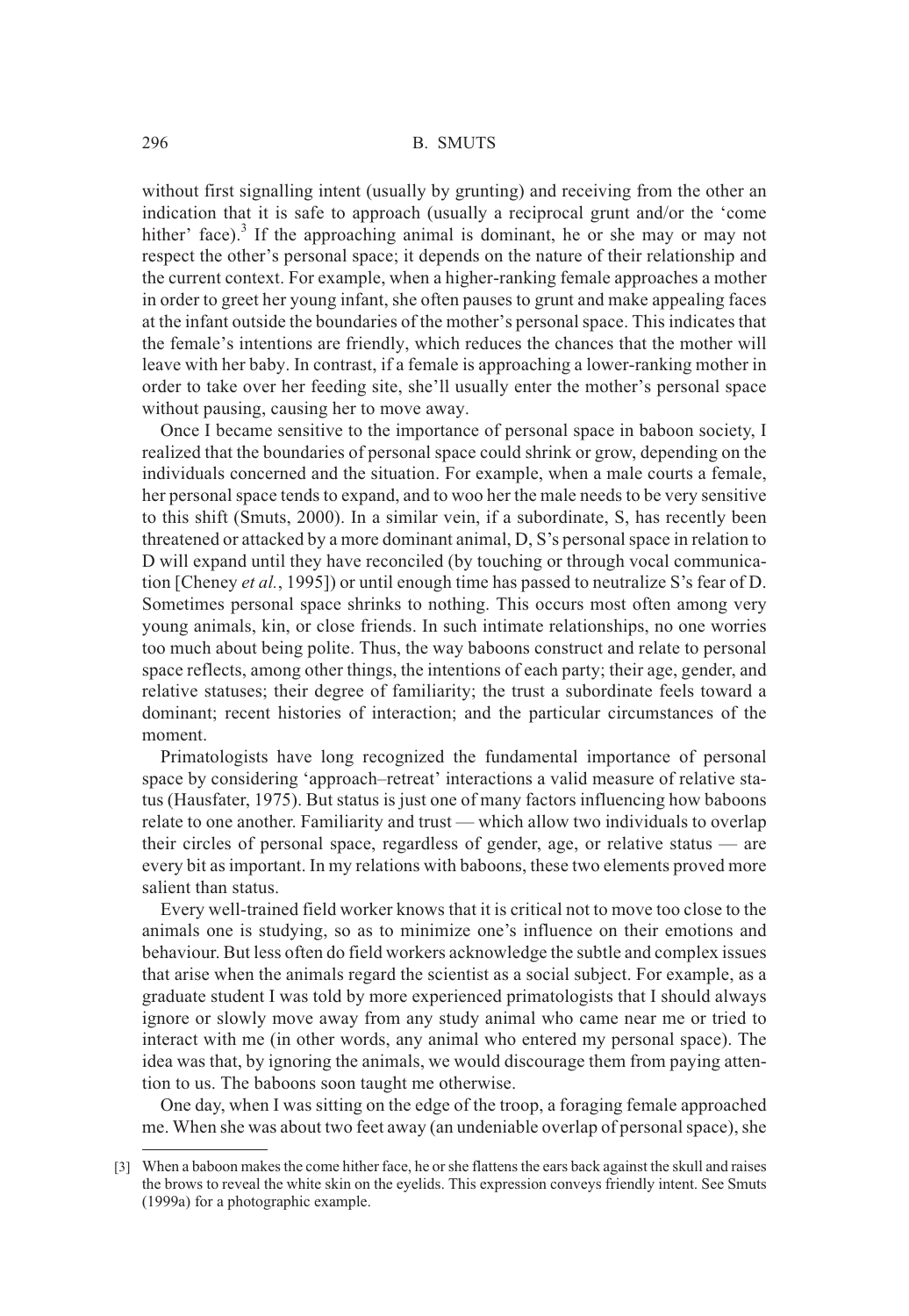without first signalling intent (usually by grunting) and receiving from the other an indication that it is safe to approach (usually a reciprocal grunt and/or the 'come hither' face).[3] If the approaching animal is dominant, he or she may or may not respect the other's personal space; it depends on the nature of their relationship and the current context. For example, when a higher-ranking female approaches a mother in order to greet her young infant, she often pauses to grunt and make appealing faces at the infant outside the boundaries of the mother's personal space. This indicates that the female's intentions are friendly, which reduces the chances that the mother will leave with her baby. In contrast, if a female is approaching a lower-ranking mother in order to take over her feeding site, she'll usually enter the mother's personal space without pausing, causing her to move away.

Once I became sensitive to the importance of personal space in baboon society, I realized that the boundaries of personal space could shrink or grow, depending on the individuals concerned and the situation. For example, when a male courts a female, her personal space tends to expand, and to woo her the male needs to be very sensitive to this shift (Smuts, 2000). In a similar vein, if a subordinate, S, has recently been threatened or attacked by a more dominant animal, D, S's personal space in relation to D will expand until they have reconciled (by touching or through vocal communication [Cheney *et al.*, 1995]) or until enough time has passed to neutralize S's fear of D. Sometimes personal space shrinks to nothing. This occurs most often among very young animals, kin, or close friends. In such intimate relationships, no one worries too much about being polite. Thus, the way baboons construct and relate to personal space reflects, among other things, the intentions of each party; their age, gender, and relative statuses; their degree of familiarity; the trust a subordinate feels toward a dominant; recent histories of interaction; and the particular circumstances of the moment.

Primatologists have long recognized the fundamental importance of personal space by considering 'approach–retreat' interactions a valid measure of relative status (Hausfater, 1975). But status is just one of many factors influencing how baboons relate to one another. Familiarity and trust — which allow two individuals to overlap their circles of personal space, regardless of gender, age, or relative status — are every bit as important. In my relations with baboons, these two elements proved more salient than status.

Every well-trained field worker knows that it is critical not to move too close to the animals one is studying, so as to minimize one's influence on their emotions and behaviour. But less often do field workers acknowledge the subtle and complex issues that arise when the animals regard the scientist as a social subject. For example, as a graduate student I was told by more experienced primatologists that I should always ignore or slowly move away from any study animal who came near me or tried to interact with me (in other words, any animal who entered my personal space). The idea was that, by ignoring the animals, we would discourage them from paying attention to us. The baboons soon taught me otherwise.

One day, when I was sitting on the edge of the troop, a foraging female approached me. When she was about two feet away (an undeniable overlap of personal space), she

---

[3] When a baboon makes the come hither face, he or she flattens the ears back against the skull and raises the brows to reveal the white skin on the eyelids. This expression conveys friendly intent. See Smuts (1999a) for a photographic example.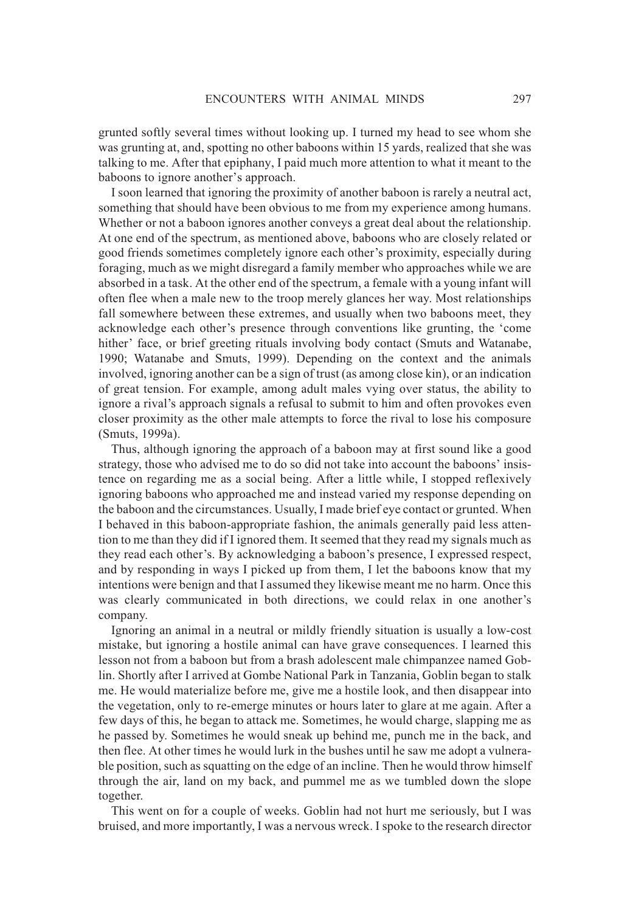grunted softly several times without looking up. I turned my head to see whom she was grunting at, and, spotting no other baboons within 15 yards, realized that she was talking to me. After that epiphany, I paid much more attention to what it meant to the baboons to ignore another's approach.

I soon learned that ignoring the proximity of another baboon is rarely a neutral act, something that should have been obvious to me from my experience among humans. Whether or not a baboon ignores another conveys a great deal about the relationship. At one end of the spectrum, as mentioned above, baboons who are closely related or good friends sometimes completely ignore each other's proximity, especially during foraging, much as we might disregard a family member who approaches while we are absorbed in a task. At the other end of the spectrum, a female with a young infant will often flee when a male new to the troop merely glances her way. Most relationships fall somewhere between these extremes, and usually when two baboons meet, they acknowledge each other's presence through conventions like grunting, the 'come hither' face, or brief greeting rituals involving body contact (Smuts and Watanabe, 1990; Watanabe and Smuts, 1999). Depending on the context and the animals involved, ignoring another can be a sign of trust (as among close kin), or an indication of great tension. For example, among adult males vying over status, the ability to ignore a rival's approach signals a refusal to submit to him and often provokes even closer proximity as the other male attempts to force the rival to lose his composure (Smuts, 1999a).

Thus, although ignoring the approach of a baboon may at first sound like a good strategy, those who advised me to do so did not take into account the baboons' insistence on regarding me as a social being. After a little while, I stopped reflexively ignoring baboons who approached me and instead varied my response depending on the baboon and the circumstances. Usually, I made brief eye contact or grunted. When I behaved in this baboon-appropriate fashion, the animals generally paid less attention to me than they did if I ignored them. It seemed that they read my signals much as they read each other's. By acknowledging a baboon's presence, I expressed respect, and by responding in ways I picked up from them, I let the baboons know that my intentions were benign and that I assumed they likewise meant me no harm. Once this was clearly communicated in both directions, we could relax in one another's company.

Ignoring an animal in a neutral or mildly friendly situation is usually a low-cost mistake, but ignoring a hostile animal can have grave consequences. I learned this lesson not from a baboon but from a brash adolescent male chimpanzee named Goblin. Shortly after I arrived at Gombe National Park in Tanzania, Goblin began to stalk me. He would materialize before me, give me a hostile look, and then disappear into the vegetation, only to re-emerge minutes or hours later to glare at me again. After a few days of this, he began to attack me. Sometimes, he would charge, slapping me as he passed by. Sometimes he would sneak up behind me, punch me in the back, and then flee. At other times he would lurk in the bushes until he saw me adopt a vulnerable position, such as squatting on the edge of an incline. Then he would throw himself through the air, land on my back, and pummel me as we tumbled down the slope together.

This went on for a couple of weeks. Goblin had not hurt me seriously, but I was bruised, and more importantly, I was a nervous wreck. I spoke to the research director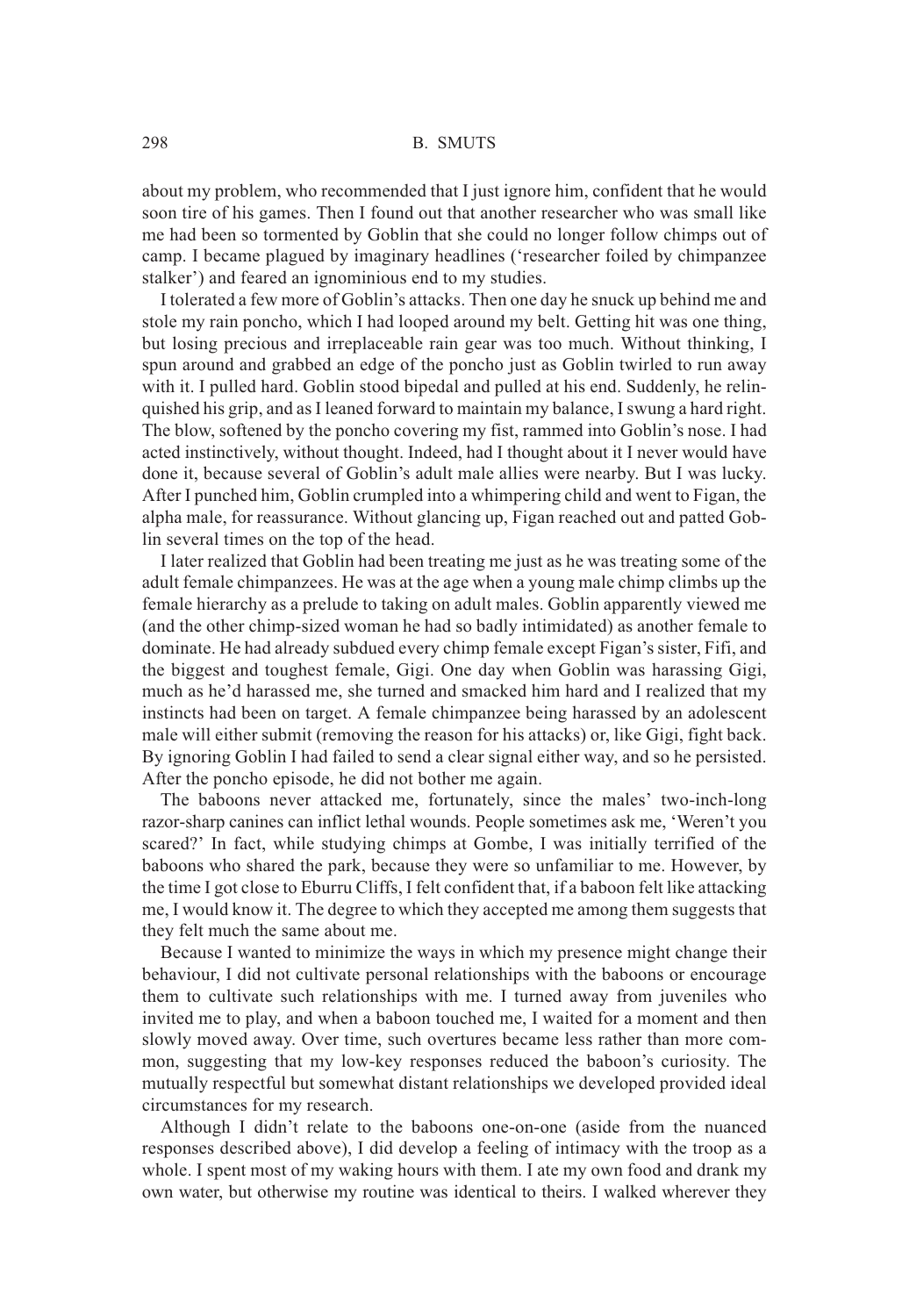about my problem, who recommended that I just ignore him, confident that he would soon tire of his games. Then I found out that another researcher who was small like me had been so tormented by Goblin that she could no longer follow chimps out of camp. I became plagued by imaginary headlines ('researcher foiled by chimpanzee stalker') and feared an ignominious end to my studies.

I tolerated a few more of Goblin's attacks. Then one day he snuck up behind me and stole my rain poncho, which I had looped around my belt. Getting hit was one thing, but losing precious and irreplaceable rain gear was too much. Without thinking, I spun around and grabbed an edge of the poncho just as Goblin twirled to run away with it. I pulled hard. Goblin stood bipedal and pulled at his end. Suddenly, he relinquished his grip, and as I leaned forward to maintain my balance, I swung a hard right. The blow, softened by the poncho covering my fist, rammed into Goblin's nose. I had acted instinctively, without thought. Indeed, had I thought about it I never would have done it, because several of Goblin's adult male allies were nearby. But I was lucky. After I punched him, Goblin crumpled into a whimpering child and went to Figan, the alpha male, for reassurance. Without glancing up, Figan reached out and patted Goblin several times on the top of the head.

I later realized that Goblin had been treating me just as he was treating some of the adult female chimpanzees. He was at the age when a young male chimp climbs up the female hierarchy as a prelude to taking on adult males. Goblin apparently viewed me (and the other chimp-sized woman he had so badly intimidated) as another female to dominate. He had already subdued every chimp female except Figan's sister, Fifi, and the biggest and toughest female, Gigi. One day when Goblin was harassing Gigi, much as he'd harassed me, she turned and smacked him hard and I realized that my instincts had been on target. A female chimpanzee being harassed by an adolescent male will either submit (removing the reason for his attacks) or, like Gigi, fight back. By ignoring Goblin I had failed to send a clear signal either way, and so he persisted. After the poncho episode, he did not bother me again.

The baboons never attacked me, fortunately, since the males' two-inch-long razor-sharp canines can inflict lethal wounds. People sometimes ask me, 'Weren't you scared?' In fact, while studying chimps at Gombe, I was initially terrified of the baboons who shared the park, because they were so unfamiliar to me. However, by the time I got close to Eburru Cliffs, I felt confident that, if a baboon felt like attacking me, I would know it. The degree to which they accepted me among them suggests that they felt much the same about me.

Because I wanted to minimize the ways in which my presence might change their behaviour, I did not cultivate personal relationships with the baboons or encourage them to cultivate such relationships with me. I turned away from juveniles who invited me to play, and when a baboon touched me, I waited for a moment and then slowly moved away. Over time, such overtures became less rather than more common, suggesting that my low-key responses reduced the baboon's curiosity. The mutually respectful but somewhat distant relationships we developed provided ideal circumstances for my research.

Although I didn't relate to the baboons one-on-one (aside from the nuanced responses described above), I did develop a feeling of intimacy with the troop as a whole. I spent most of my waking hours with them. I ate my own food and drank my own water, but otherwise my routine was identical to theirs. I walked wherever they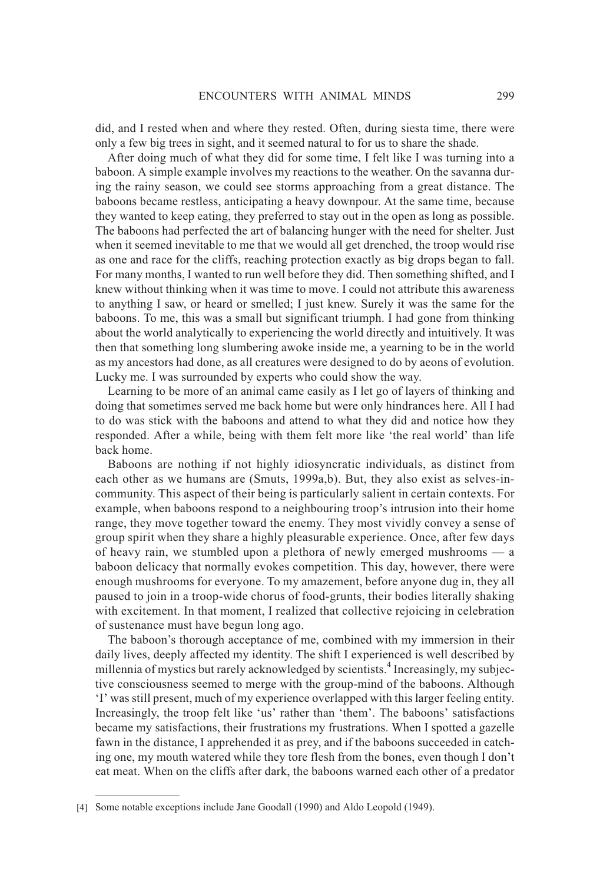did, and I rested when and where they rested. Often, during siesta time, there were only a few big trees in sight, and it seemed natural to for us to share the shade.

After doing much of what they did for some time, I felt like I was turning into a baboon. A simple example involves my reactions to the weather. On the savanna during the rainy season, we could see storms approaching from a great distance. The baboons became restless, anticipating a heavy downpour. At the same time, because they wanted to keep eating, they preferred to stay out in the open as long as possible. The baboons had perfected the art of balancing hunger with the need for shelter. Just when it seemed inevitable to me that we would all get drenched, the troop would rise as one and race for the cliffs, reaching protection exactly as big drops began to fall. For many months, I wanted to run well before they did. Then something shifted, and I knew without thinking when it was time to move. I could not attribute this awareness to anything I saw, or heard or smelled; I just knew. Surely it was the same for the baboons. To me, this was a small but significant triumph. I had gone from thinking about the world analytically to experiencing the world directly and intuitively. It was then that something long slumbering awoke inside me, a yearning to be in the world as my ancestors had done, as all creatures were designed to do by aeons of evolution. Lucky me. I was surrounded by experts who could show the way.

Learning to be more of an animal came easily as I let go of layers of thinking and doing that sometimes served me back home but were only hindrances here. All I had to do was stick with the baboons and attend to what they did and notice how they responded. After a while, being with them felt more like 'the real world' than life back home.

Baboons are nothing if not highly idiosyncratic individuals, as distinct from each other as we humans are (Smuts, 1999a,b). But, they also exist as selves-in-community. This aspect of their being is particularly salient in certain contexts. For example, when baboons respond to a neighbouring troop's intrusion into their home range, they move together toward the enemy. They most vividly convey a sense of group spirit when they share a highly pleasurable experience. Once, after few days of heavy rain, we stumbled upon a plethora of newly emerged mushrooms — a baboon delicacy that normally evokes competition. This day, however, there were enough mushrooms for everyone. To my amazement, before anyone dug in, they all paused to join in a troop-wide chorus of food-grunts, their bodies literally shaking with excitement. In that moment, I realized that collective rejoicing in celebration of sustenance must have begun long ago.

The baboon's thorough acceptance of me, combined with my immersion in their daily lives, deeply affected my identity. The shift I experienced is well described by millennia of mystics but rarely acknowledged by scientists.[4] Increasingly, my subjective consciousness seemed to merge with the group-mind of the baboons. Although 'I' was still present, much of my experience overlapped with this larger feeling entity. Increasingly, the troop felt like 'us' rather than 'them'. The baboons' satisfactions became my satisfactions, their frustrations my frustrations. When I spotted a gazelle fawn in the distance, I apprehended it as prey, and if the baboons succeeded in catching one, my mouth watered while they tore flesh from the bones, even though I don't eat meat. When on the cliffs after dark, the baboons warned each other of a predator

[4] Some notable exceptions include Jane Goodall (1990) and Aldo Leopold (1949).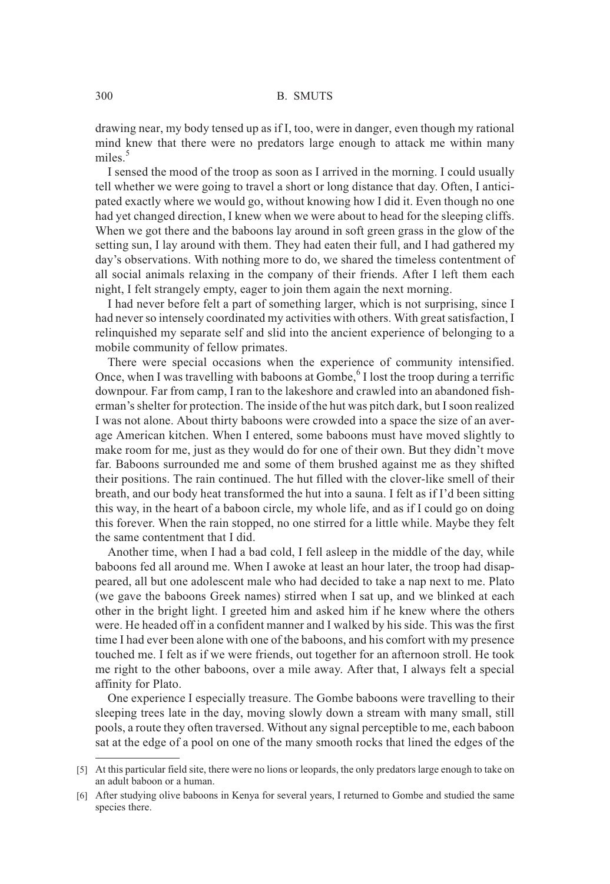drawing near, my body tensed up as if I, too, were in danger, even though my rational mind knew that there were no predators large enough to attack me within many miles.[5]

I sensed the mood of the troop as soon as I arrived in the morning. I could usually tell whether we were going to travel a short or long distance that day. Often, I anticipated exactly where we would go, without knowing how I did it. Even though no one had yet changed direction, I knew when we were about to head for the sleeping cliffs. When we got there and the baboons lay around in soft green grass in the glow of the setting sun, I lay around with them. They had eaten their full, and I had gathered my day's observations. With nothing more to do, we shared the timeless contentment of all social animals relaxing in the company of their friends. After I left them each night, I felt strangely empty, eager to join them again the next morning.

I had never before felt a part of something larger, which is not surprising, since I had never so intensely coordinated my activities with others. With great satisfaction, I relinquished my separate self and slid into the ancient experience of belonging to a mobile community of fellow primates.

There were special occasions when the experience of community intensified. Once, when I was travelling with baboons at Gombe,[6] I lost the troop during a terrific downpour. Far from camp, I ran to the lakeshore and crawled into an abandoned fisherman's shelter for protection. The inside of the hut was pitch dark, but I soon realized I was not alone. About thirty baboons were crowded into a space the size of an average American kitchen. When I entered, some baboons must have moved slightly to make room for me, just as they would do for one of their own. But they didn't move far. Baboons surrounded me and some of them brushed against me as they shifted their positions. The rain continued. The hut filled with the clover-like smell of their breath, and our body heat transformed the hut into a sauna. I felt as if I'd been sitting this way, in the heart of a baboon circle, my whole life, and as if I could go on doing this forever. When the rain stopped, no one stirred for a little while. Maybe they felt the same contentment that I did.

Another time, when I had a bad cold, I fell asleep in the middle of the day, while baboons fed all around me. When I awoke at least an hour later, the troop had disappeared, all but one adolescent male who had decided to take a nap next to me. Plato (we gave the baboons Greek names) stirred when I sat up, and we blinked at each other in the bright light. I greeted him and asked him if he knew where the others were. He headed off in a confident manner and I walked by his side. This was the first time I had ever been alone with one of the baboons, and his comfort with my presence touched me. I felt as if we were friends, out together for an afternoon stroll. He took me right to the other baboons, over a mile away. After that, I always felt a special affinity for Plato.

One experience I especially treasure. The Gombe baboons were travelling to their sleeping trees late in the day, moving slowly down a stream with many small, still pools, a route they often traversed. Without any signal perceptible to me, each baboon sat at the edge of a pool on one of the many smooth rocks that lined the edges of the

---

[5] At this particular field site, there were no lions or leopards, the only predators large enough to take on an adult baboon or a human.

[6] After studying olive baboons in Kenya for several years, I returned to Gombe and studied the same species there.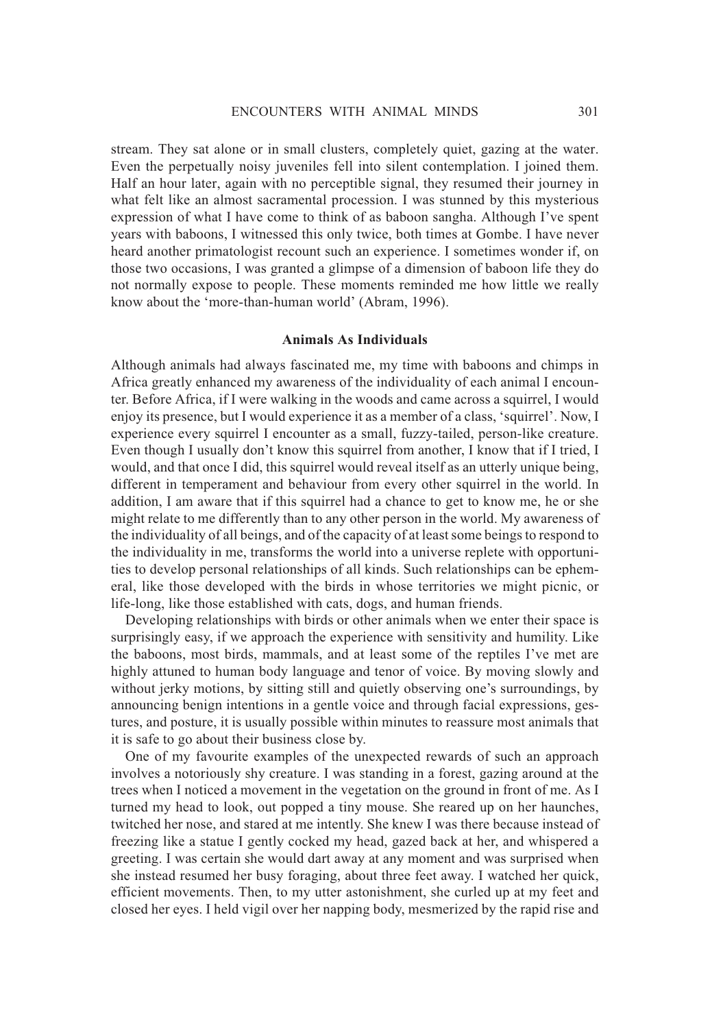stream. They sat alone or in small clusters, completely quiet, gazing at the water. Even the perpetually noisy juveniles fell into silent contemplation. I joined them. Half an hour later, again with no perceptible signal, they resumed their journey in what felt like an almost sacramental procession. I was stunned by this mysterious expression of what I have come to think of as baboon sangha. Although I've spent years with baboons, I witnessed this only twice, both times at Gombe. I have never heard another primatologist recount such an experience. I sometimes wonder if, on those two occasions, I was granted a glimpse of a dimension of baboon life they do not normally expose to people. These moments reminded me how little we really know about the 'more-than-human world' (Abram, 1996).

## Animals As Individuals

Although animals had always fascinated me, my time with baboons and chimps in Africa greatly enhanced my awareness of the individuality of each animal I encounter. Before Africa, if I were walking in the woods and came across a squirrel, I would enjoy its presence, but I would experience it as a member of a class, 'squirrel'. Now, I experience every squirrel I encounter as a small, fuzzy-tailed, person-like creature. Even though I usually don't know this squirrel from another, I know that if I tried, I would, and that once I did, this squirrel would reveal itself as an utterly unique being, different in temperament and behaviour from every other squirrel in the world. In addition, I am aware that if this squirrel had a chance to get to know me, he or she might relate to me differently than to any other person in the world. My awareness of the individuality of all beings, and of the capacity of at least some beings to respond to the individuality in me, transforms the world into a universe replete with opportunities to develop personal relationships of all kinds. Such relationships can be ephemeral, like those developed with the birds in whose territories we might picnic, or life-long, like those established with cats, dogs, and human friends.

Developing relationships with birds or other animals when we enter their space is surprisingly easy, if we approach the experience with sensitivity and humility. Like the baboons, most birds, mammals, and at least some of the reptiles I've met are highly attuned to human body language and tenor of voice. By moving slowly and without jerky motions, by sitting still and quietly observing one's surroundings, by announcing benign intentions in a gentle voice and through facial expressions, gestures, and posture, it is usually possible within minutes to reassure most animals that it is safe to go about their business close by.

One of my favourite examples of the unexpected rewards of such an approach involves a notoriously shy creature. I was standing in a forest, gazing around at the trees when I noticed a movement in the vegetation on the ground in front of me. As I turned my head to look, out popped a tiny mouse. She reared up on her haunches, twitched her nose, and stared at me intently. She knew I was there because instead of freezing like a statue I gently cocked my head, gazed back at her, and whispered a greeting. I was certain she would dart away at any moment and was surprised when she instead resumed her busy foraging, about three feet away. I watched her quick, efficient movements. Then, to my utter astonishment, she curled up at my feet and closed her eyes. I held vigil over her napping body, mesmerized by the rapid rise and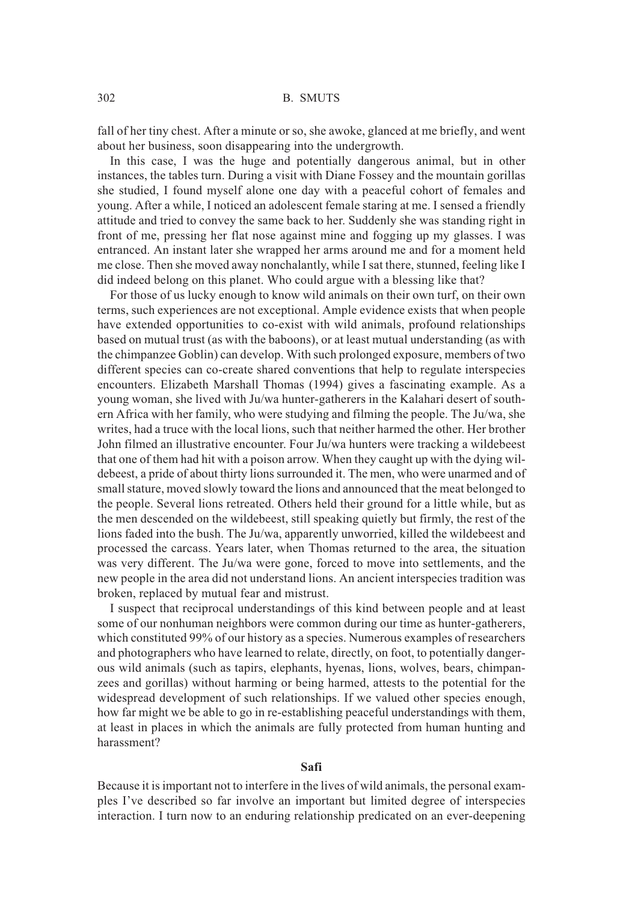fall of her tiny chest. After a minute or so, she awoke, glanced at me briefly, and went about her business, soon disappearing into the undergrowth.

In this case, I was the huge and potentially dangerous animal, but in other instances, the tables turn. During a visit with Diane Fossey and the mountain gorillas she studied, I found myself alone one day with a peaceful cohort of females and young. After a while, I noticed an adolescent female staring at me. I sensed a friendly attitude and tried to convey the same back to her. Suddenly she was standing right in front of me, pressing her flat nose against mine and fogging up my glasses. I was entranced. An instant later she wrapped her arms around me and for a moment held me close. Then she moved away nonchalantly, while I sat there, stunned, feeling like I did indeed belong on this planet. Who could argue with a blessing like that?

For those of us lucky enough to know wild animals on their own turf, on their own terms, such experiences are not exceptional. Ample evidence exists that when people have extended opportunities to co-exist with wild animals, profound relationships based on mutual trust (as with the baboons), or at least mutual understanding (as with the chimpanzee Goblin) can develop. With such prolonged exposure, members of two different species can co-create shared conventions that help to regulate interspecies encounters. Elizabeth Marshall Thomas (1994) gives a fascinating example. As a young woman, she lived with Ju/wa hunter-gatherers in the Kalahari desert of southern Africa with her family, who were studying and filming the people. The Ju/wa, she writes, had a truce with the local lions, such that neither harmed the other. Her brother John filmed an illustrative encounter. Four Ju/wa hunters were tracking a wildebeest that one of them had hit with a poison arrow. When they caught up with the dying wildebeest, a pride of about thirty lions surrounded it. The men, who were unarmed and of small stature, moved slowly toward the lions and announced that the meat belonged to the people. Several lions retreated. Others held their ground for a little while, but as the men descended on the wildebeest, still speaking quietly but firmly, the rest of the lions faded into the bush. The Ju/wa, apparently unworried, killed the wildebeest and processed the carcass. Years later, when Thomas returned to the area, the situation was very different. The Ju/wa were gone, forced to move into settlements, and the new people in the area did not understand lions. An ancient interspecies tradition was broken, replaced by mutual fear and mistrust.

I suspect that reciprocal understandings of this kind between people and at least some of our nonhuman neighbors were common during our time as hunter-gatherers, which constituted 99% of our history as a species. Numerous examples of researchers and photographers who have learned to relate, directly, on foot, to potentially dangerous wild animals (such as tapirs, elephants, hyenas, lions, wolves, bears, chimpanzees and gorillas) without harming or being harmed, attests to the potential for the widespread development of such relationships. If we valued other species enough, how far might we be able to go in re-establishing peaceful understandings with them, at least in places in which the animals are fully protected from human hunting and harassment?

## Safi

Because it is important not to interfere in the lives of wild animals, the personal examples I've described so far involve an important but limited degree of interspecies interaction. I turn now to an enduring relationship predicated on an ever-deepening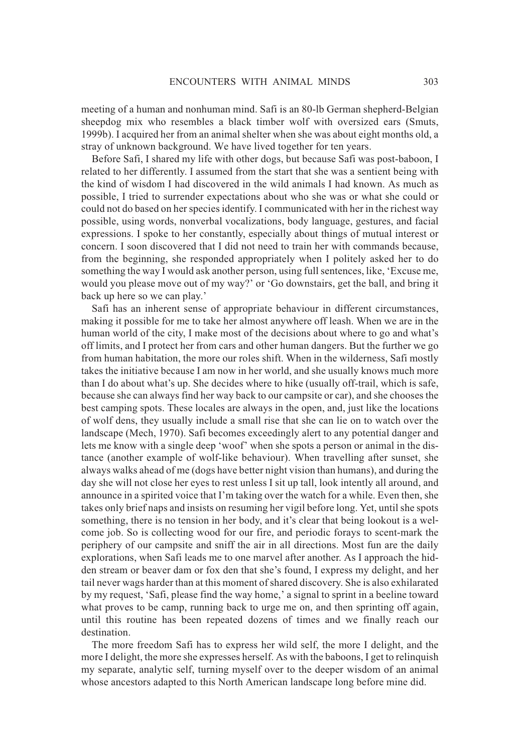meeting of a human and nonhuman mind. Safi is an 80-lb German shepherd-Belgian sheepdog mix who resembles a black timber wolf with oversized ears (Smuts, 1999b). I acquired her from an animal shelter when she was about eight months old, a stray of unknown background. We have lived together for ten years.

Before Safi, I shared my life with other dogs, but because Safi was post-baboon, I related to her differently. I assumed from the start that she was a sentient being with the kind of wisdom I had discovered in the wild animals I had known. As much as possible, I tried to surrender expectations about who she was or what she could or could not do based on her species identify. I communicated with her in the richest way possible, using words, nonverbal vocalizations, body language, gestures, and facial expressions. I spoke to her constantly, especially about things of mutual interest or concern. I soon discovered that I did not need to train her with commands because, from the beginning, she responded appropriately when I politely asked her to do something the way I would ask another person, using full sentences, like, 'Excuse me, would you please move out of my way?' or 'Go downstairs, get the ball, and bring it back up here so we can play.'

Safi has an inherent sense of appropriate behaviour in different circumstances, making it possible for me to take her almost anywhere off leash. When we are in the human world of the city, I make most of the decisions about where to go and what's off limits, and I protect her from cars and other human dangers. But the further we go from human habitation, the more our roles shift. When in the wilderness, Safi mostly takes the initiative because I am now in her world, and she usually knows much more than I do about what's up. She decides where to hike (usually off-trail, which is safe, because she can always find her way back to our campsite or car), and she chooses the best camping spots. These locales are always in the open, and, just like the locations of wolf dens, they usually include a small rise that she can lie on to watch over the landscape (Mech, 1970). Safi becomes exceedingly alert to any potential danger and lets me know with a single deep 'woof' when she spots a person or animal in the distance (another example of wolf-like behaviour). When travelling after sunset, she always walks ahead of me (dogs have better night vision than humans), and during the day she will not close her eyes to rest unless I sit up tall, look intently all around, and announce in a spirited voice that I'm taking over the watch for a while. Even then, she takes only brief naps and insists on resuming her vigil before long. Yet, until she spots something, there is no tension in her body, and it's clear that being lookout is a welcome job. So is collecting wood for our fire, and periodic forays to scent-mark the periphery of our campsite and sniff the air in all directions. Most fun are the daily explorations, when Safi leads me to one marvel after another. As I approach the hidden stream or beaver dam or fox den that she's found, I express my delight, and her tail never wags harder than at this moment of shared discovery. She is also exhilarated by my request, 'Safi, please find the way home,' a signal to sprint in a beeline toward what proves to be camp, running back to urge me on, and then sprinting off again, until this routine has been repeated dozens of times and we finally reach our destination.

The more freedom Safi has to express her wild self, the more I delight, and the more I delight, the more she expresses herself. As with the baboons, I get to relinquish my separate, analytic self, turning myself over to the deeper wisdom of an animal whose ancestors adapted to this North American landscape long before mine did.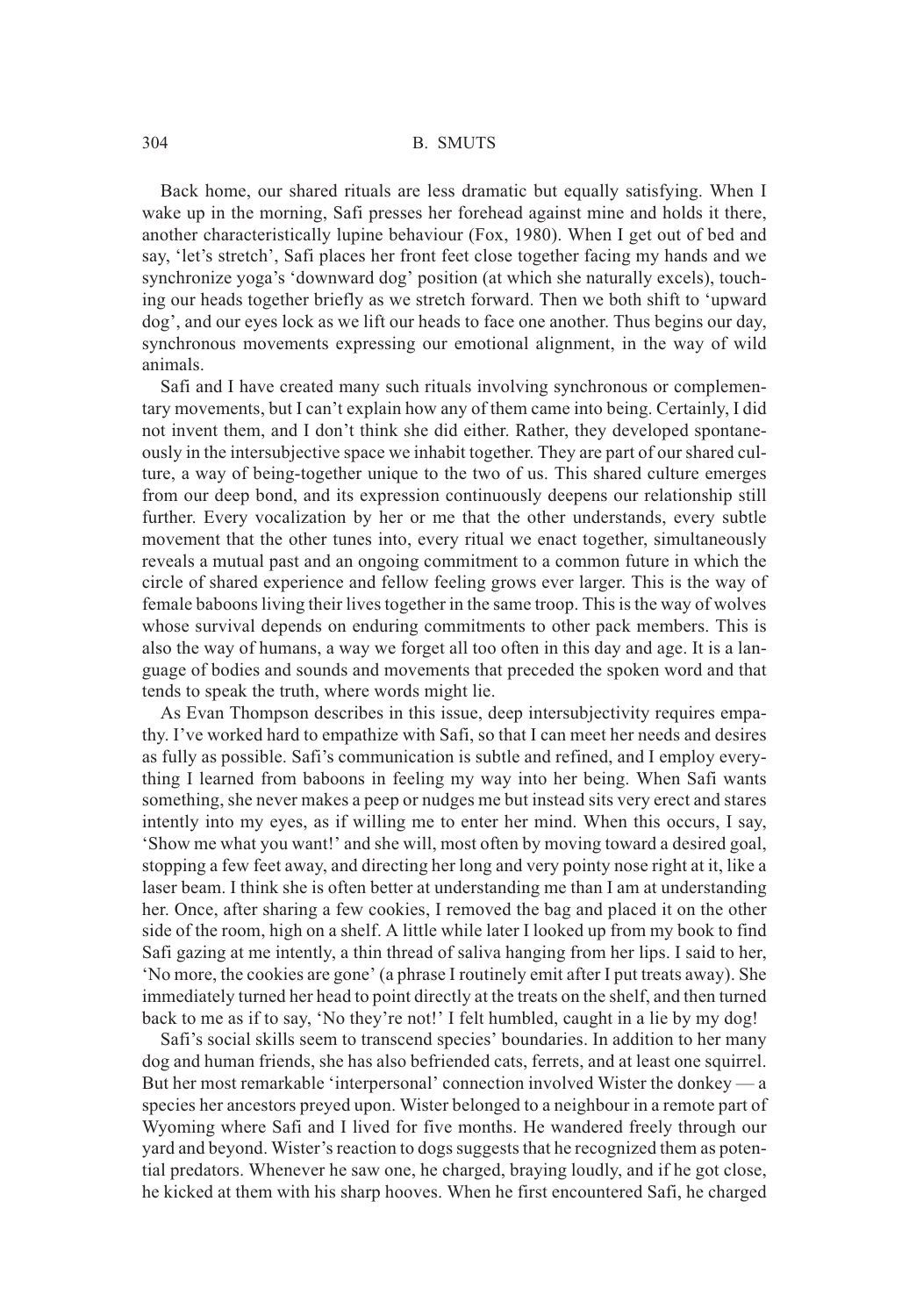Back home, our shared rituals are less dramatic but equally satisfying. When I wake up in the morning, Safi presses her forehead against mine and holds it there, another characteristically lupine behaviour (Fox, 1980). When I get out of bed and say, 'let's stretch', Safi places her front feet close together facing my hands and we synchronize yoga's 'downward dog' position (at which she naturally excels), touching our heads together briefly as we stretch forward. Then we both shift to 'upward dog', and our eyes lock as we lift our heads to face one another. Thus begins our day, synchronous movements expressing our emotional alignment, in the way of wild animals.

Safi and I have created many such rituals involving synchronous or complementary movements, but I can't explain how any of them came into being. Certainly, I did not invent them, and I don't think she did either. Rather, they developed spontaneously in the intersubjective space we inhabit together. They are part of our shared culture, a way of being-together unique to the two of us. This shared culture emerges from our deep bond, and its expression continuously deepens our relationship still further. Every vocalization by her or me that the other understands, every subtle movement that the other tunes into, every ritual we enact together, simultaneously reveals a mutual past and an ongoing commitment to a common future in which the circle of shared experience and fellow feeling grows ever larger. This is the way of female baboons living their lives together in the same troop. This is the way of wolves whose survival depends on enduring commitments to other pack members. This is also the way of humans, a way we forget all too often in this day and age. It is a language of bodies and sounds and movements that preceded the spoken word and that tends to speak the truth, where words might lie.

As Evan Thompson describes in this issue, deep intersubjectivity requires empathy. I've worked hard to empathize with Safi, so that I can meet her needs and desires as fully as possible. Safi's communication is subtle and refined, and I employ everything I learned from baboons in feeling my way into her being. When Safi wants something, she never makes a peep or nudges me but instead sits very erect and stares intently into my eyes, as if willing me to enter her mind. When this occurs, I say, 'Show me what you want!' and she will, most often by moving toward a desired goal, stopping a few feet away, and directing her long and very pointy nose right at it, like a laser beam. I think she is often better at understanding me than I am at understanding her. Once, after sharing a few cookies, I removed the bag and placed it on the other side of the room, high on a shelf. A little while later I looked up from my book to find Safi gazing at me intently, a thin thread of saliva hanging from her lips. I said to her, 'No more, the cookies are gone' (a phrase I routinely emit after I put treats away). She immediately turned her head to point directly at the treats on the shelf, and then turned back to me as if to say, 'No they're not!' I felt humbled, caught in a lie by my dog!

Safi's social skills seem to transcend species' boundaries. In addition to her many dog and human friends, she has also befriended cats, ferrets, and at least one squirrel. But her most remarkable 'interpersonal' connection involved Wister the donkey — a species her ancestors preyed upon. Wister belonged to a neighbour in a remote part of Wyoming where Safi and I lived for five months. He wandered freely through our yard and beyond. Wister's reaction to dogs suggests that he recognized them as potential predators. Whenever he saw one, he charged, braying loudly, and if he got close, he kicked at them with his sharp hooves. When he first encountered Safi, he charged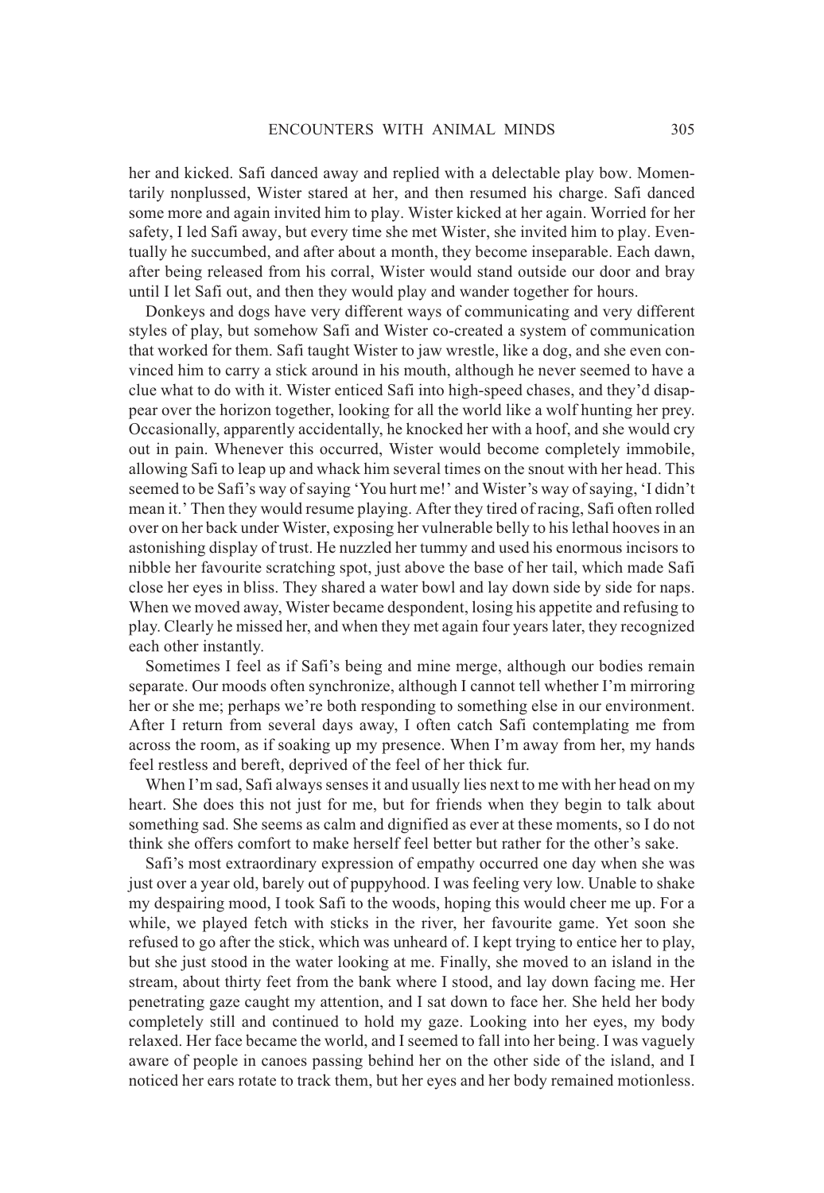her and kicked. Safi danced away and replied with a delectable play bow. Momentarily nonplussed, Wister stared at her, and then resumed his charge. Safi danced some more and again invited him to play. Wister kicked at her again. Worried for her safety, I led Safi away, but every time she met Wister, she invited him to play. Eventually he succumbed, and after about a month, they become inseparable. Each dawn, after being released from his corral, Wister would stand outside our door and bray until I let Safi out, and then they would play and wander together for hours.

Donkeys and dogs have very different ways of communicating and very different styles of play, but somehow Safi and Wister co-created a system of communication that worked for them. Safi taught Wister to jaw wrestle, like a dog, and she even convinced him to carry a stick around in his mouth, although he never seemed to have a clue what to do with it. Wister enticed Safi into high-speed chases, and they'd disappear over the horizon together, looking for all the world like a wolf hunting her prey. Occasionally, apparently accidentally, he knocked her with a hoof, and she would cry out in pain. Whenever this occurred, Wister would become completely immobile, allowing Safi to leap up and whack him several times on the snout with her head. This seemed to be Safi's way of saying 'You hurt me!' and Wister's way of saying, 'I didn't mean it.' Then they would resume playing. After they tired of racing, Safi often rolled over on her back under Wister, exposing her vulnerable belly to his lethal hooves in an astonishing display of trust. He nuzzled her tummy and used his enormous incisors to nibble her favourite scratching spot, just above the base of her tail, which made Safi close her eyes in bliss. They shared a water bowl and lay down side by side for naps. When we moved away, Wister became despondent, losing his appetite and refusing to play. Clearly he missed her, and when they met again four years later, they recognized each other instantly.

Sometimes I feel as if Safi's being and mine merge, although our bodies remain separate. Our moods often synchronize, although I cannot tell whether I'm mirroring her or she me; perhaps we're both responding to something else in our environment. After I return from several days away, I often catch Safi contemplating me from across the room, as if soaking up my presence. When I'm away from her, my hands feel restless and bereft, deprived of the feel of her thick fur.

When I'm sad, Safi always senses it and usually lies next to me with her head on my heart. She does this not just for me, but for friends when they begin to talk about something sad. She seems as calm and dignified as ever at these moments, so I do not think she offers comfort to make herself feel better but rather for the other's sake.

Safi's most extraordinary expression of empathy occurred one day when she was just over a year old, barely out of puppyhood. I was feeling very low. Unable to shake my despairing mood, I took Safi to the woods, hoping this would cheer me up. For a while, we played fetch with sticks in the river, her favourite game. Yet soon she refused to go after the stick, which was unheard of. I kept trying to entice her to play, but she just stood in the water looking at me. Finally, she moved to an island in the stream, about thirty feet from the bank where I stood, and lay down facing me. Her penetrating gaze caught my attention, and I sat down to face her. She held her body completely still and continued to hold my gaze. Looking into her eyes, my body relaxed. Her face became the world, and I seemed to fall into her being. I was vaguely aware of people in canoes passing behind her on the other side of the island, and I noticed her ears rotate to track them, but her eyes and her body remained motionless.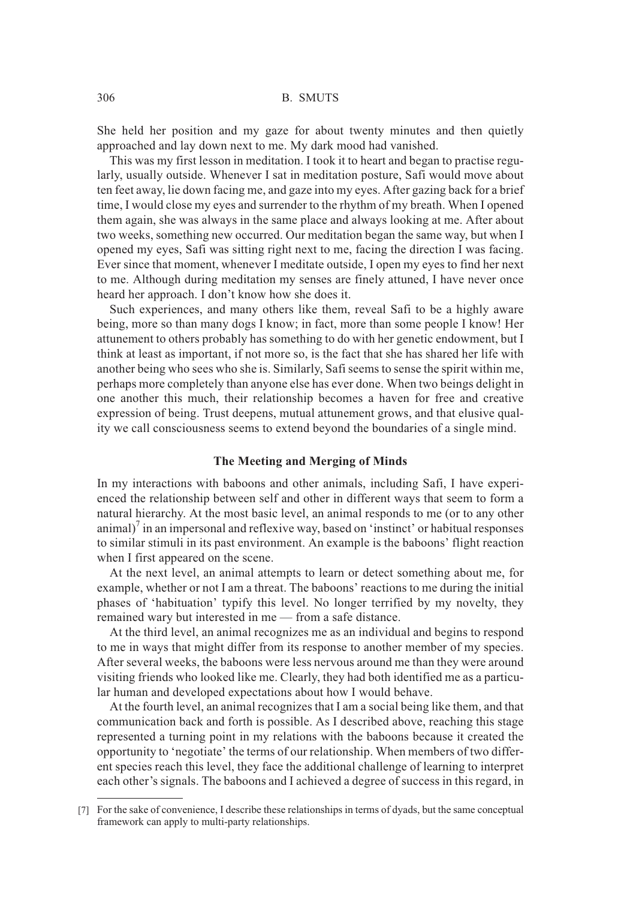She held her position and my gaze for about twenty minutes and then quietly approached and lay down next to me. My dark mood had vanished.

This was my first lesson in meditation. I took it to heart and began to practise regularly, usually outside. Whenever I sat in meditation posture, Safi would move about ten feet away, lie down facing me, and gaze into my eyes. After gazing back for a brief time, I would close my eyes and surrender to the rhythm of my breath. When I opened them again, she was always in the same place and always looking at me. After about two weeks, something new occurred. Our meditation began the same way, but when I opened my eyes, Safi was sitting right next to me, facing the direction I was facing. Ever since that moment, whenever I meditate outside, I open my eyes to find her next to me. Although during meditation my senses are finely attuned, I have never once heard her approach. I don't know how she does it.

Such experiences, and many others like them, reveal Safi to be a highly aware being, more so than many dogs I know; in fact, more than some people I know! Her attunement to others probably has something to do with her genetic endowment, but I think at least as important, if not more so, is the fact that she has shared her life with another being who sees who she is. Similarly, Safi seems to sense the spirit within me, perhaps more completely than anyone else has ever done. When two beings delight in one another this much, their relationship becomes a haven for free and creative expression of being. Trust deepens, mutual attunement grows, and that elusive quality we call consciousness seems to extend beyond the boundaries of a single mind.

## The Meeting and Merging of Minds

In my interactions with baboons and other animals, including Safi, I have experienced the relationship between self and other in different ways that seem to form a natural hierarchy. At the most basic level, an animal responds to me (or to any other animal)[7] in an impersonal and reflexive way, based on 'instinct' or habitual responses to similar stimuli in its past environment. An example is the baboons' flight reaction when I first appeared on the scene.

At the next level, an animal attempts to learn or detect something about me, for example, whether or not I am a threat. The baboons' reactions to me during the initial phases of 'habituation' typify this level. No longer terrified by my novelty, they remained wary but interested in me — from a safe distance.

At the third level, an animal recognizes me as an individual and begins to respond to me in ways that might differ from its response to another member of my species. After several weeks, the baboons were less nervous around me than they were around visiting friends who looked like me. Clearly, they had both identified me as a particular human and developed expectations about how I would behave.

At the fourth level, an animal recognizes that I am a social being like them, and that communication back and forth is possible. As I described above, reaching this stage represented a turning point in my relations with the baboons because it created the opportunity to 'negotiate' the terms of our relationship. When members of two different species reach this level, they face the additional challenge of learning to interpret each other's signals. The baboons and I achieved a degree of success in this regard, in

---

[7] For the sake of convenience, I describe these relationships in terms of dyads, but the same conceptual framework can apply to multi-party relationships.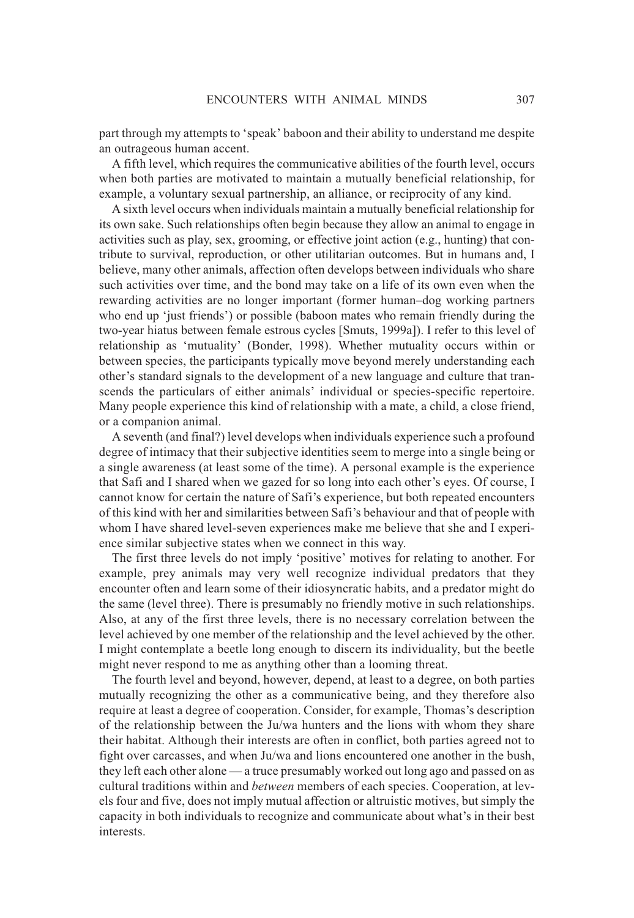part through my attempts to 'speak' baboon and their ability to understand me despite an outrageous human accent.

A fifth level, which requires the communicative abilities of the fourth level, occurs when both parties are motivated to maintain a mutually beneficial relationship, for example, a voluntary sexual partnership, an alliance, or reciprocity of any kind.

A sixth level occurs when individuals maintain a mutually beneficial relationship for its own sake. Such relationships often begin because they allow an animal to engage in activities such as play, sex, grooming, or effective joint action (e.g., hunting) that contribute to survival, reproduction, or other utilitarian outcomes. But in humans and, I believe, many other animals, affection often develops between individuals who share such activities over time, and the bond may take on a life of its own even when the rewarding activities are no longer important (former human–dog working partners who end up 'just friends') or possible (baboon mates who remain friendly during the two-year hiatus between female estrous cycles [Smuts, 1999a]). I refer to this level of relationship as 'mutuality' (Bonder, 1998). Whether mutuality occurs within or between species, the participants typically move beyond merely understanding each other's standard signals to the development of a new language and culture that transcends the particulars of either animals' individual or species-specific repertoire. Many people experience this kind of relationship with a mate, a child, a close friend, or a companion animal.

A seventh (and final?) level develops when individuals experience such a profound degree of intimacy that their subjective identities seem to merge into a single being or a single awareness (at least some of the time). A personal example is the experience that Safi and I shared when we gazed for so long into each other's eyes. Of course, I cannot know for certain the nature of Safi's experience, but both repeated encounters of this kind with her and similarities between Safi's behaviour and that of people with whom I have shared level-seven experiences make me believe that she and I experience similar subjective states when we connect in this way.

The first three levels do not imply 'positive' motives for relating to another. For example, prey animals may very well recognize individual predators that they encounter often and learn some of their idiosyncratic habits, and a predator might do the same (level three). There is presumably no friendly motive in such relationships. Also, at any of the first three levels, there is no necessary correlation between the level achieved by one member of the relationship and the level achieved by the other. I might contemplate a beetle long enough to discern its individuality, but the beetle might never respond to me as anything other than a looming threat.

The fourth level and beyond, however, depend, at least to a degree, on both parties mutually recognizing the other as a communicative being, and they therefore also require at least a degree of cooperation. Consider, for example, Thomas's description of the relationship between the Ju/wa hunters and the lions with whom they share their habitat. Although their interests are often in conflict, both parties agreed not to fight over carcasses, and when Ju/wa and lions encountered one another in the bush, they left each other alone — a truce presumably worked out long ago and passed on as cultural traditions within and *between* members of each species. Cooperation, at levels four and five, does not imply mutual affection or altruistic motives, but simply the capacity in both individuals to recognize and communicate about what's in their best interests.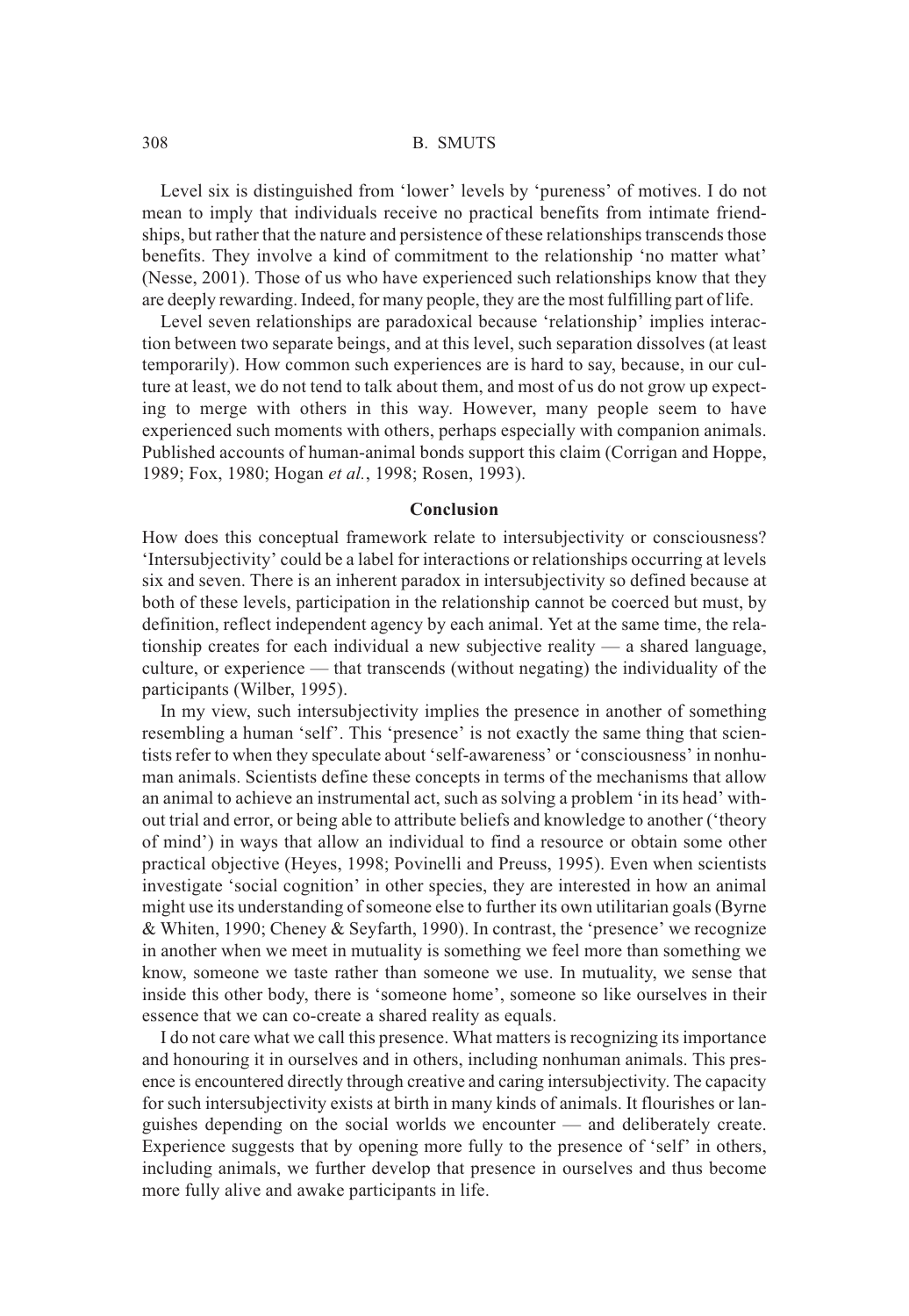Level six is distinguished from 'lower' levels by 'pureness' of motives. I do not mean to imply that individuals receive no practical benefits from intimate friendships, but rather that the nature and persistence of these relationships transcends those benefits. They involve a kind of commitment to the relationship 'no matter what' (Nesse, 2001). Those of us who have experienced such relationships know that they are deeply rewarding. Indeed, for many people, they are the most fulfilling part of life.

Level seven relationships are paradoxical because 'relationship' implies interaction between two separate beings, and at this level, such separation dissolves (at least temporarily). How common such experiences are is hard to say, because, in our culture at least, we do not tend to talk about them, and most of us do not grow up expecting to merge with others in this way. However, many people seem to have experienced such moments with others, perhaps especially with companion animals. Published accounts of human-animal bonds support this claim (Corrigan and Hoppe, 1989; Fox, 1980; Hogan *et al.*, 1998; Rosen, 1993).

## Conclusion

How does this conceptual framework relate to intersubjectivity or consciousness? 'Intersubjectivity' could be a label for interactions or relationships occurring at levels six and seven. There is an inherent paradox in intersubjectivity so defined because at both of these levels, participation in the relationship cannot be coerced but must, by definition, reflect independent agency by each animal. Yet at the same time, the relationship creates for each individual a new subjective reality — a shared language, culture, or experience — that transcends (without negating) the individuality of the participants (Wilber, 1995).

In my view, such intersubjectivity implies the presence in another of something resembling a human 'self'. This 'presence' is not exactly the same thing that scientists refer to when they speculate about 'self-awareness' or 'consciousness' in nonhuman animals. Scientists define these concepts in terms of the mechanisms that allow an animal to achieve an instrumental act, such as solving a problem 'in its head' without trial and error, or being able to attribute beliefs and knowledge to another ('theory of mind') in ways that allow an individual to find a resource or obtain some other practical objective (Heyes, 1998; Povinelli and Preuss, 1995). Even when scientists investigate 'social cognition' in other species, they are interested in how an animal might use its understanding of someone else to further its own utilitarian goals (Byrne & Whiten, 1990; Cheney & Seyfarth, 1990). In contrast, the 'presence' we recognize in another when we meet in mutuality is something we feel more than something we know, someone we taste rather than someone we use. In mutuality, we sense that inside this other body, there is 'someone home', someone so like ourselves in their essence that we can co-create a shared reality as equals.

I do not care what we call this presence. What matters is recognizing its importance and honouring it in ourselves and in others, including nonhuman animals. This presence is encountered directly through creative and caring intersubjectivity. The capacity for such intersubjectivity exists at birth in many kinds of animals. It flourishes or languishes depending on the social worlds we encounter — and deliberately create. Experience suggests that by opening more fully to the presence of 'self' in others, including animals, we further develop that presence in ourselves and thus become more fully alive and awake participants in life.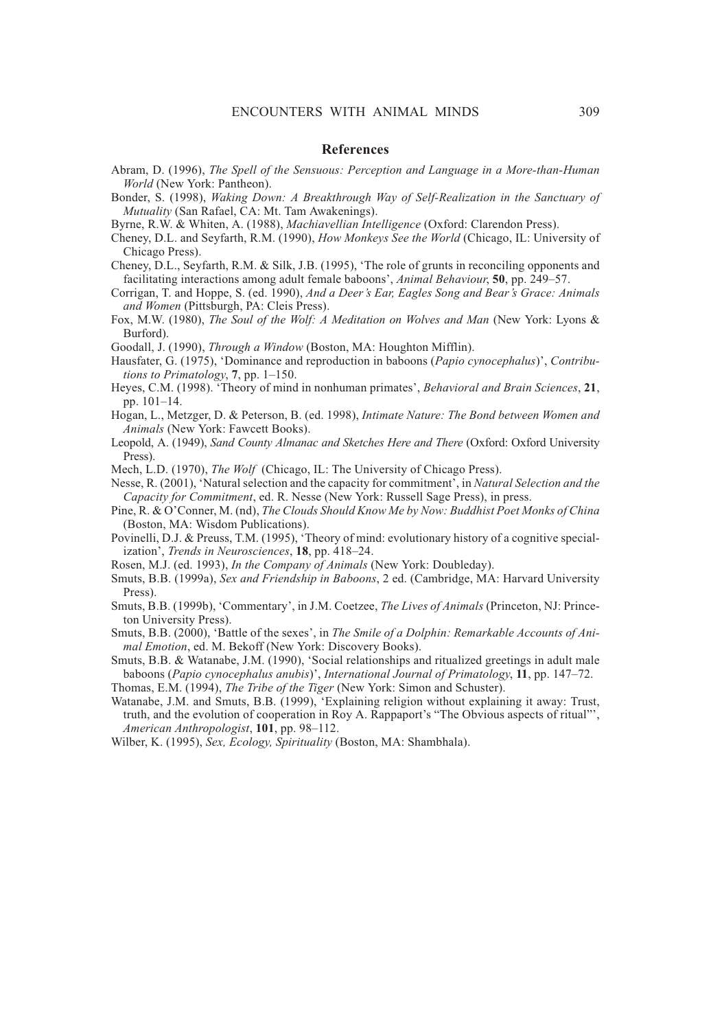## References

Abram, D. (1996), *The Spell of the Sensuous: Perception and Language in a More-than-Human World* (New York: Pantheon).

Bonder, S. (1998), *Waking Down: A Breakthrough Way of Self-Realization in the Sanctuary of Mutuality* (San Rafael, CA: Mt. Tam Awakenings).

Byrne, R.W. & Whiten, A. (1988), *Machiavellian Intelligence* (Oxford: Clarendon Press).

Cheney, D.L. and Seyfarth, R.M. (1990), *How Monkeys See the World* (Chicago, IL: University of Chicago Press).

Cheney, D.L., Seyfarth, R.M. & Silk, J.B. (1995), 'The role of grunts in reconciling opponents and facilitating interactions among adult female baboons', *Animal Behaviour*, **50**, pp. 249–57.

Corrigan, T. and Hoppe, S. (ed. 1990), *And a Deer's Ear, Eagles Song and Bear's Grace: Animals and Women* (Pittsburgh, PA: Cleis Press).

Fox, M.W. (1980), *The Soul of the Wolf: A Meditation on Wolves and Man* (New York: Lyons & Burford).

Goodall, J. (1990), *Through a Window* (Boston, MA: Houghton Mifflin).

Hausfater, G. (1975), 'Dominance and reproduction in baboons (*Papio cynocephalus*)', *Contributions to Primatology*, **7**, pp. 1–150.

Heyes, C.M. (1998). 'Theory of mind in nonhuman primates', *Behavioral and Brain Sciences*, **21**, pp. 101–14.

Hogan, L., Metzger, D. & Peterson, B. (ed. 1998), *Intimate Nature: The Bond between Women and Animals* (New York: Fawcett Books).

Leopold, A. (1949), *Sand County Almanac and Sketches Here and There* (Oxford: Oxford University Press).

Mech, L.D. (1970), *The Wolf* (Chicago, IL: The University of Chicago Press).

Nesse, R. (2001), 'Natural selection and the capacity for commitment', in *Natural Selection and the Capacity for Commitment*, ed. R. Nesse (New York: Russell Sage Press), in press.

Pine, R. & O'Conner, M. (nd), *The Clouds Should Know Me by Now: Buddhist Poet Monks of China* (Boston, MA: Wisdom Publications).

Povinelli, D.J. & Preuss, T.M. (1995), 'Theory of mind: evolutionary history of a cognitive specialization', *Trends in Neurosciences*, **18**, pp. 418–24.

Rosen, M.J. (ed. 1993), *In the Company of Animals* (New York: Doubleday).

Smuts, B.B. (1999a), *Sex and Friendship in Baboons*, 2 ed. (Cambridge, MA: Harvard University Press).

Smuts, B.B. (1999b), 'Commentary', in J.M. Coetzee, *The Lives of Animals* (Princeton, NJ: Princeton University Press).

Smuts, B.B. (2000), 'Battle of the sexes', in *The Smile of a Dolphin: Remarkable Accounts of Animal Emotion*, ed. M. Bekoff (New York: Discovery Books).

Smuts, B.B. & Watanabe, J.M. (1990), 'Social relationships and ritualized greetings in adult male baboons (*Papio cynocephalus anubis*)', *International Journal of Primatology*, **11**, pp. 147–72.

Thomas, E.M. (1994), *The Tribe of the Tiger* (New York: Simon and Schuster).

Watanabe, J.M. and Smuts, B.B. (1999), 'Explaining religion without explaining it away: Trust, truth, and the evolution of cooperation in Roy A. Rappaport's "The Obvious aspects of ritual"', *American Anthropologist*, **101**, pp. 98–112.

Wilber, K. (1995), *Sex, Ecology, Spirituality* (Boston, MA: Shambhala).